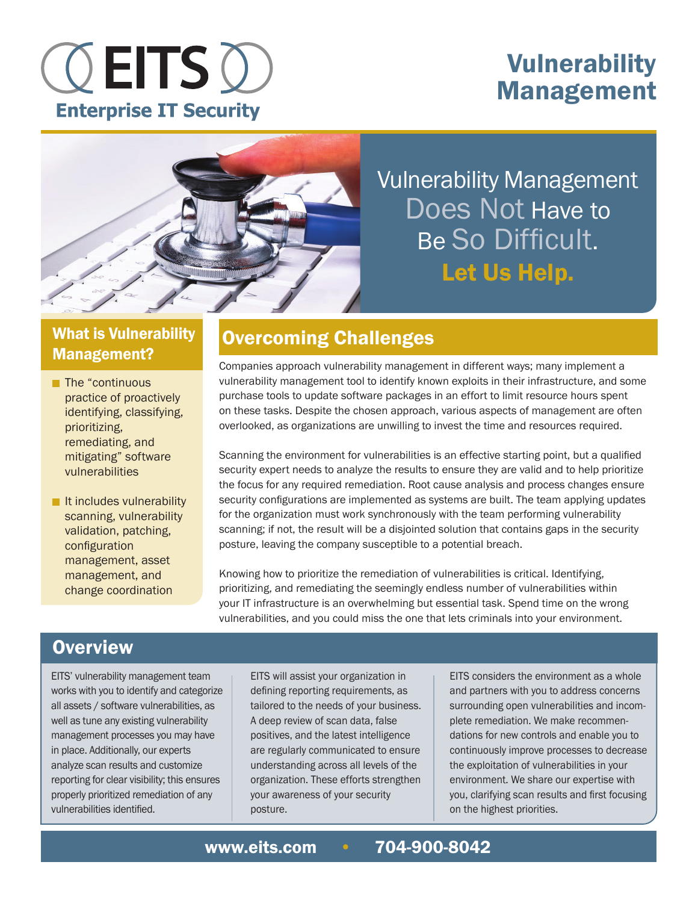# EITS

**Enterprise IT Security**

# Vulnerability Management

Vulnerability Management Does Not Have to Be So Difficult.

**Let Us Help.**

## What is Vulnerability Management?

- The "continuous practice of proactively identifying, classifying, prioritizing, remediating, and mitigating" software vulnerabilities
- It includes vulnerability scanning, vulnerability validation, patching, configuration management, asset management, and change coordination

## Overcoming Challenges

Companies approach vulnerability management in different ways; many implement a vulnerability management tool to identify known exploits in their infrastructure, and some purchase tools to update software packages in an effort to limit resource hours spent on these tasks. Despite the chosen approach, various aspects of management are often overlooked, as organizations are unwilling to invest the time and resources required.

Scanning the environment for vulnerabilities is an effective starting point, but a qualified security expert needs to analyze the results to ensure they are valid and to help prioritize the focus for any required remediation. Root cause analysis and process changes ensure security configurations are implemented as systems are built. The team applying updates for the organization must work synchronously with the team performing vulnerability scanning; if not, the result will be a disjointed solution that contains gaps in the security posture, leaving the company susceptible to a potential breach.

Knowing how to prioritize the remediation of vulnerabilities is critical. Identifying, prioritizing, and remediating the seemingly endless number of vulnerabilities within your IT infrastructure is an overwhelming but essential task. Spend time on the wrong vulnerabilities, and you could miss the one that lets criminals into your environment.

## Overview

EITS' vulnerability management team works with you to identify and categorize all assets / software vulnerabilities, as well as tune any existing vulnerability management processes you may have in place. Additionally, our experts analyze scan results and customize reporting for clear visibility; this ensures properly prioritized remediation of any vulnerabilities identified.

EITS will assist your organization in defining reporting requirements, as tailored to the needs of your business. A deep review of scan data, false positives, and the latest intelligence are regularly communicated to ensure understanding across all levels of the organization. These efforts strengthen your awareness of your security posture.

EITS considers the environment as a whole and partners with you to address concerns surrounding open vulnerabilities and incomplete remediation. We make recommendations for new controls and enable you to continuously improve processes to decrease the exploitation of vulnerabilities in your environment. We share our expertise with you, clarifying scan results and first focusing on the highest priorities.

**www.eits.com • 704-900-8042**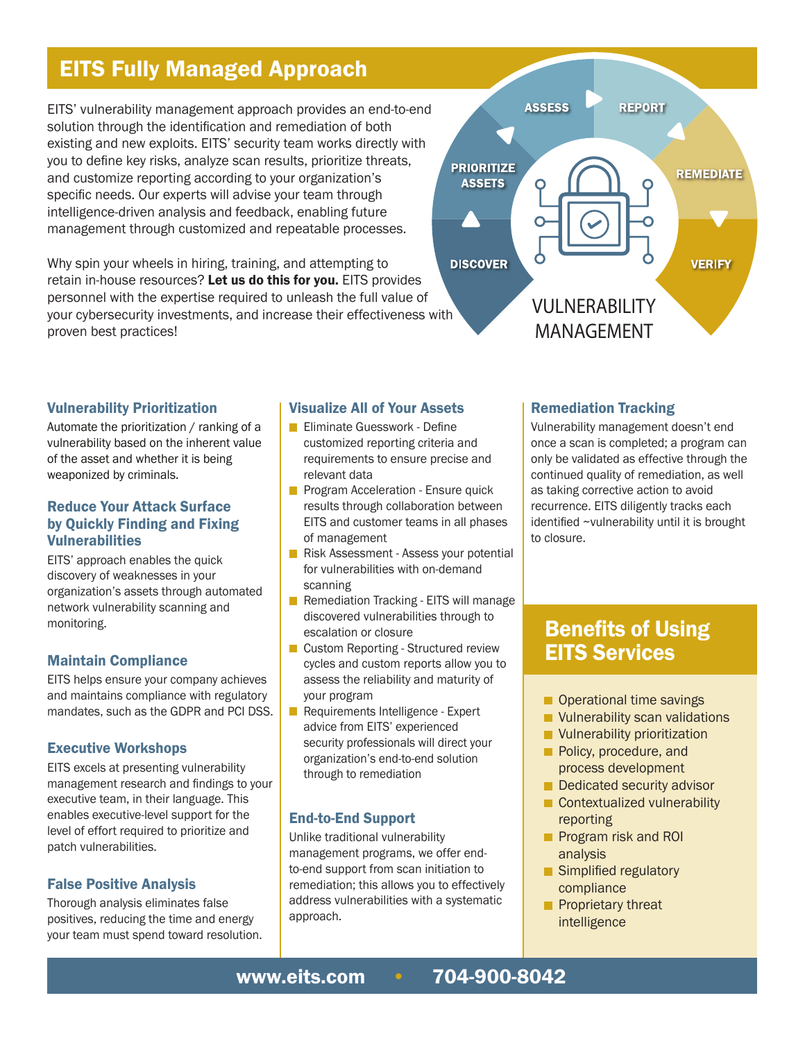## EITS Fully Managed Approach

EITS' vulnerability management approach provides an end-to-end solution through the identification and remediation of both existing and new exploits. EITS' security team works directly with you to define key risks, analyze scan results, prioritize threats, and customize reporting according to your organization's specific needs. Our experts will advise your team through intelligence-driven analysis and feedback, enabling future management through customized and repeatable processes.

Why spin your wheels in hiring, training, and attempting to retain in-house resources? **Let us do this for you.** EITS provides personnel with the expertise required to unleash the full value of your cybersecurity investments, and increase their effectiveness with proven best practices!

DISCOVER
PRIORITIZE ASSETS
ASSESS
REPORT
REMEDIATE
VERIFY
VULNERABILITY MANAGEMENT

### Vulnerability Prioritization

Automate the prioritization / ranking of a vulnerability based on the inherent value of the asset and whether it is being weaponized by criminals.

### Reduce Your Attack Surface by Quickly Finding and Fixing Vulnerabilities

EITS' approach enables the quick discovery of weaknesses in your organization's assets through automated network vulnerability scanning and monitoring.

### Maintain Compliance

EITS helps ensure your company achieves and maintains compliance with regulatory mandates, such as the GDPR and PCI DSS.

### Executive Workshops

EITS excels at presenting vulnerability management research and findings to your executive team, in their language. This enables executive-level support for the level of effort required to prioritize and patch vulnerabilities.

### False Positive Analysis

Thorough analysis eliminates false positives, reducing the time and energy your team must spend toward resolution.

### Visualize All of Your Assets

- Eliminate Guesswork - Define customized reporting criteria and requirements to ensure precise and relevant data
- Program Acceleration - Ensure quick results through collaboration between EITS and customer teams in all phases of management
- Risk Assessment - Assess your potential for vulnerabilities with on-demand scanning
- Remediation Tracking - EITS will manage discovered vulnerabilities through to escalation or closure
- Custom Reporting - Structured review cycles and custom reports allow you to assess the reliability and maturity of your program
- Requirements Intelligence - Expert advice from EITS' experienced security professionals will direct your organization's end-to-end solution through to remediation

### End-to-End Support

Unlike traditional vulnerability management programs, we offer end-to-end support from scan initiation to remediation; this allows you to effectively address vulnerabilities with a systematic approach.

### Remediation Tracking

Vulnerability management doesn't end once a scan is completed; a program can only be validated as effective through the continued quality of remediation, as well as taking corrective action to avoid recurrence. EITS diligently tracks each identified ~vulnerability until it is brought to closure.

## Benefits of Using EITS Services

- Operational time savings
- Vulnerability scan validations
- Vulnerability prioritization
- Policy, procedure, and process development
- Dedicated security advisor
- Contextualized vulnerability reporting
- Program risk and ROI analysis
- Simplified regulatory compliance
- Proprietary threat intelligence

**www.eits.com • 704-900-8042**